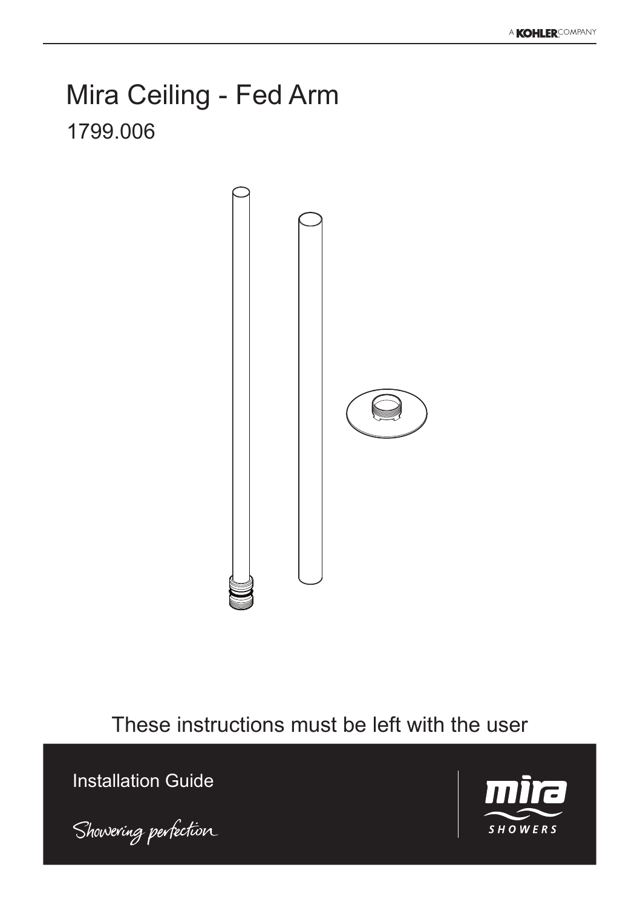# Mira Ceiling - Fed Arm

## 1799.006

These instructions must be left with the user

Installation Guide

*Showering perfection*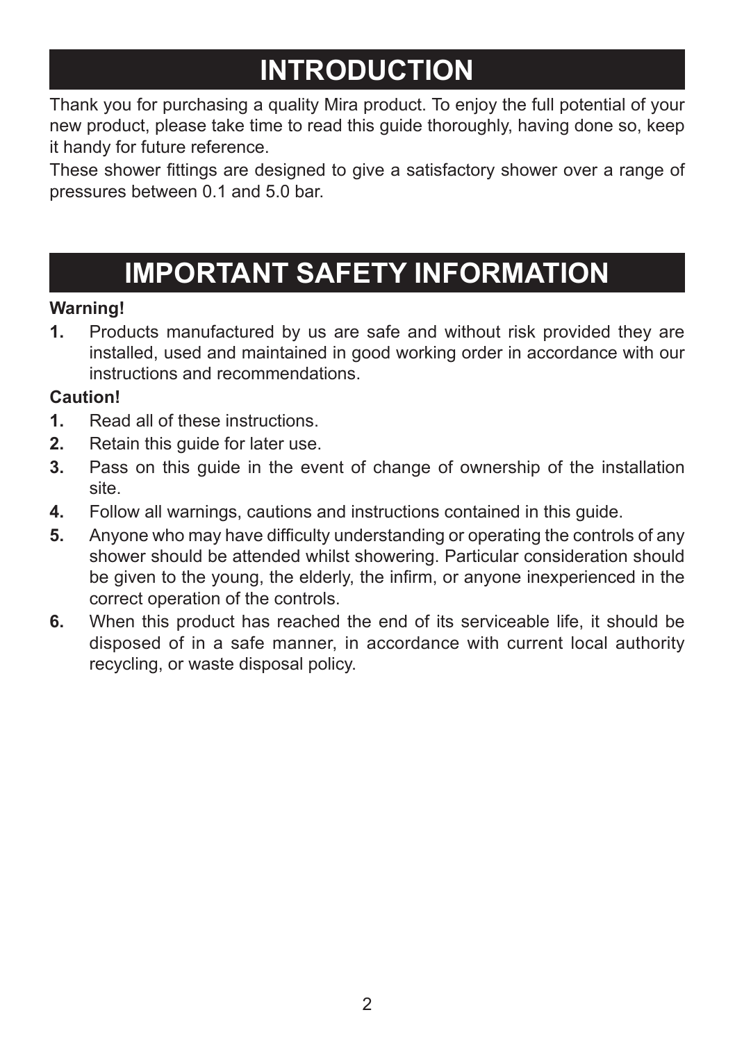# INTRODUCTION

Thank you for purchasing a quality Mira product. To enjoy the full potential of your new product, please take time to read this guide thoroughly, having done so, keep it handy for future reference.

These shower fittings are designed to give a satisfactory shower over a range of pressures between 0.1 and 5.0 bar.

# IMPORTANT SAFETY INFORMATION

**Warning!**

1. Products manufactured by us are safe and without risk provided they are installed, used and maintained in good working order in accordance with our instructions and recommendations.

**Caution!**

1. Read all of these instructions.
2. Retain this guide for later use.
3. Pass on this guide in the event of change of ownership of the installation site.
4. Follow all warnings, cautions and instructions contained in this guide.
5. Anyone who may have difficulty understanding or operating the controls of any shower should be attended whilst showering. Particular consideration should be given to the young, the elderly, the infirm, or anyone inexperienced in the correct operation of the controls.
6. When this product has reached the end of its serviceable life, it should be disposed of in a safe manner, in accordance with current local authority recycling, or waste disposal policy.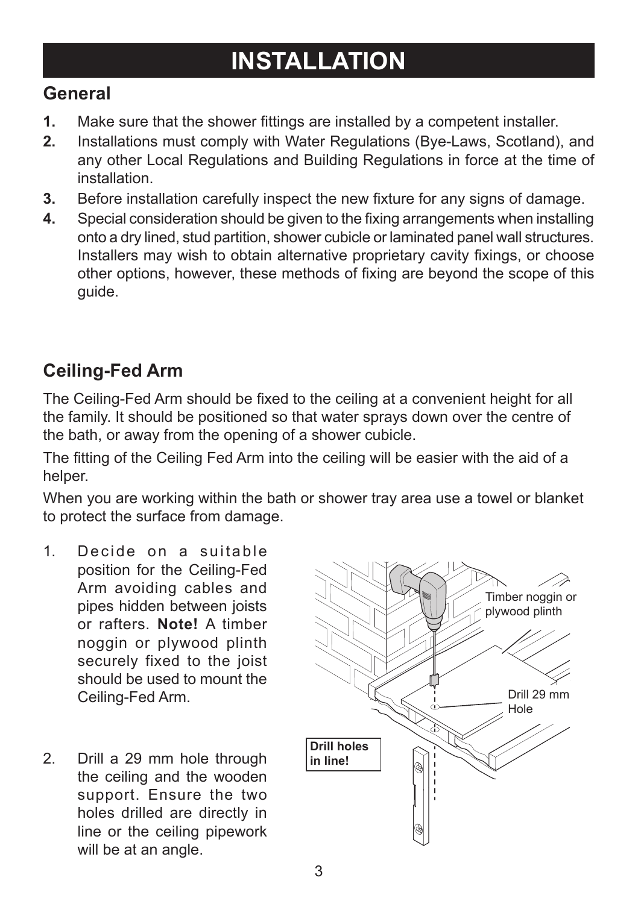# INSTALLATION

## General

1. Make sure that the shower fittings are installed by a competent installer.
2. Installations must comply with Water Regulations (Bye-Laws, Scotland), and any other Local Regulations and Building Regulations in force at the time of installation.
3. Before installation carefully inspect the new fixture for any signs of damage.
4. Special consideration should be given to the fixing arrangements when installing onto a dry lined, stud partition, shower cubicle or laminated panel wall structures. Installers may wish to obtain alternative proprietary cavity fixings, or choose other options, however, these methods of fixing are beyond the scope of this guide.

## Ceiling-Fed Arm

The Ceiling-Fed Arm should be fixed to the ceiling at a convenient height for all the family. It should be positioned so that water sprays down over the centre of the bath, or away from the opening of a shower cubicle.

The fitting of the Ceiling Fed Arm into the ceiling will be easier with the aid of a helper.

When you are working within the bath or shower tray area use a towel or blanket to protect the surface from damage.

1. Decide on a suitable position for the Ceiling-Fed Arm avoiding cables and pipes hidden between joists or rafters. **Note!** A timber noggin or plywood plinth securely fixed to the joist should be used to mount the Ceiling-Fed Arm.

2. Drill a 29 mm hole through the ceiling and the wooden support. Ensure the two holes drilled are directly in line or the ceiling pipework will be at an angle.

Timber noggin or plywood plinth

Drill 29 mm Hole

**Drill holes in line!**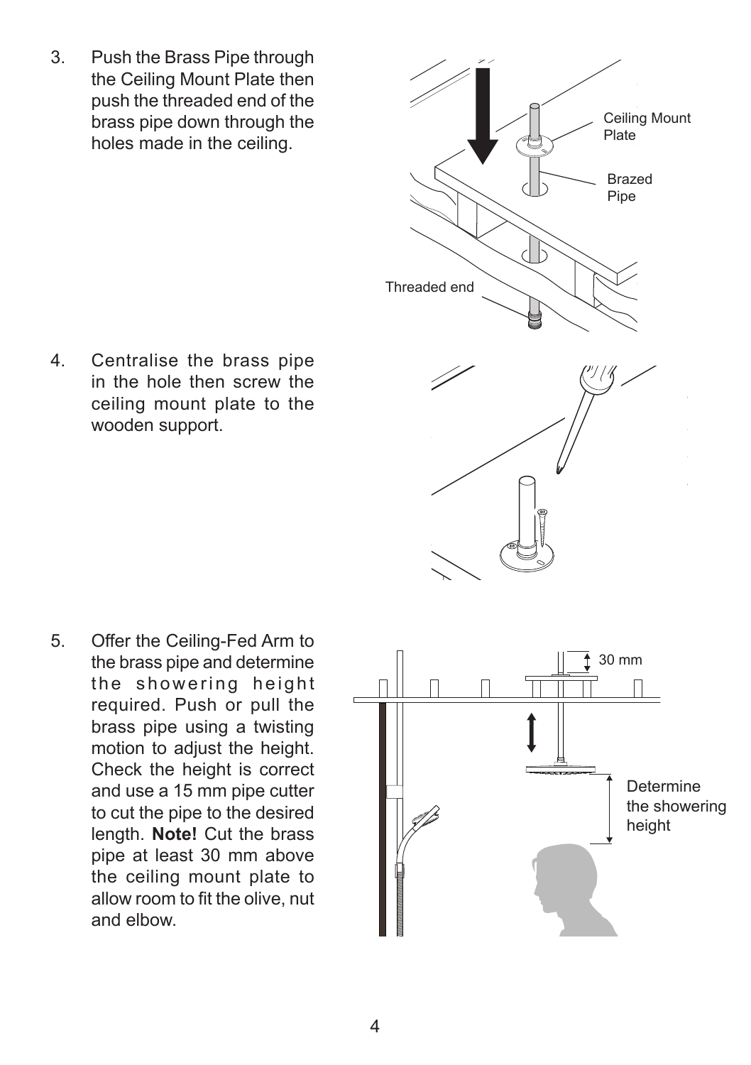3. Push the Brass Pipe through the Ceiling Mount Plate then push the threaded end of the brass pipe down through the holes made in the ceiling.

Ceiling Mount Plate

Brazed Pipe

Threaded end

4. Centralise the brass pipe in the hole then screw the ceiling mount plate to the wooden support.

5. Offer the Ceiling-Fed Arm to the brass pipe and determine the showering height required. Push or pull the brass pipe using a twisting motion to adjust the height. Check the height is correct and use a 15 mm pipe cutter to cut the pipe to the desired length. **Note!** Cut the brass pipe at least 30 mm above the ceiling mount plate to allow room to fit the olive, nut and elbow.

30 mm

Determine the showering height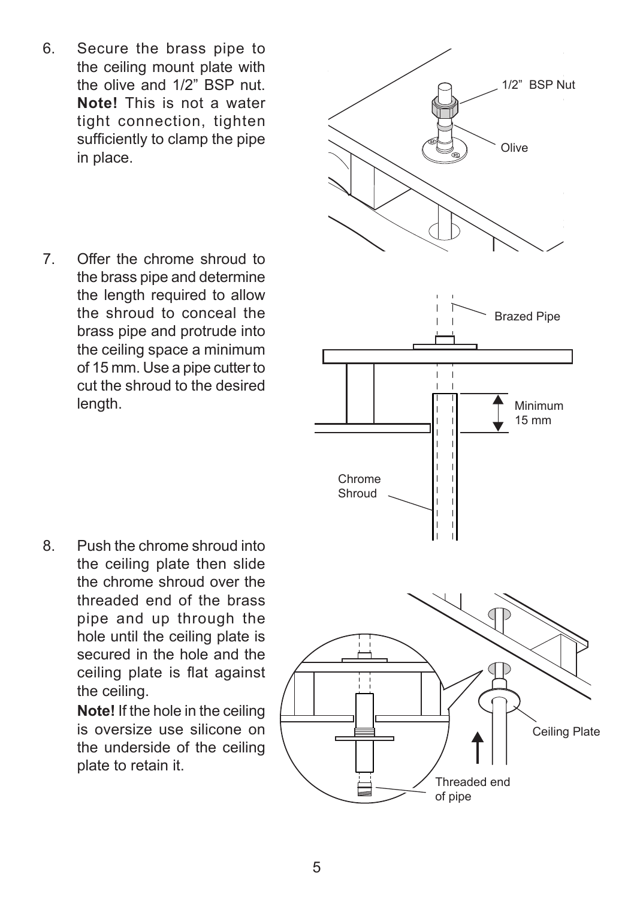6. Secure the brass pipe to the ceiling mount plate with the olive and 1/2" BSP nut. **Note!** This is not a water tight connection, tighten sufficiently to clamp the pipe in place.

7. Offer the chrome shroud to the brass pipe and determine the length required to allow the shroud to conceal the brass pipe and protrude into the ceiling space a minimum of 15 mm. Use a pipe cutter to cut the shroud to the desired length.

8. Push the chrome shroud into the ceiling plate then slide the chrome shroud over the threaded end of the brass pipe and up through the hole until the ceiling plate is secured in the hole and the ceiling plate is flat against the ceiling.

   **Note!** If the hole in the ceiling is oversize use silicone on the underside of the ceiling plate to retain it.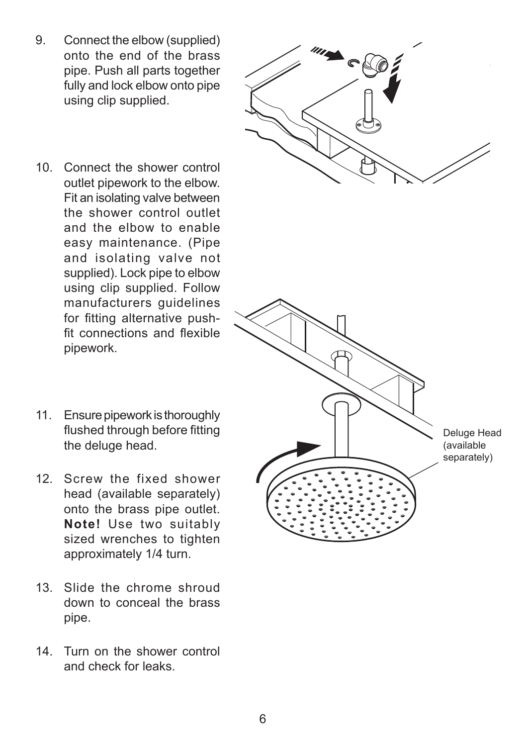9. Connect the elbow (supplied) onto the end of the brass pipe. Push all parts together fully and lock elbow onto pipe using clip supplied.

10. Connect the shower control outlet pipework to the elbow. Fit an isolating valve between the shower control outlet and the elbow to enable easy maintenance. (Pipe and isolating valve not supplied). Lock pipe to elbow using clip supplied. Follow manufacturers guidelines for fitting alternative push-fit connections and flexible pipework.

11. Ensure pipework is thoroughly flushed through before fitting the deluge head.

12. Screw the fixed shower head (available separately) onto the brass pipe outlet. **Note!** Use two suitably sized wrenches to tighten approximately 1/4 turn.

13. Slide the chrome shroud down to conceal the brass pipe.

14. Turn on the shower control and check for leaks.

Deluge Head (available separately)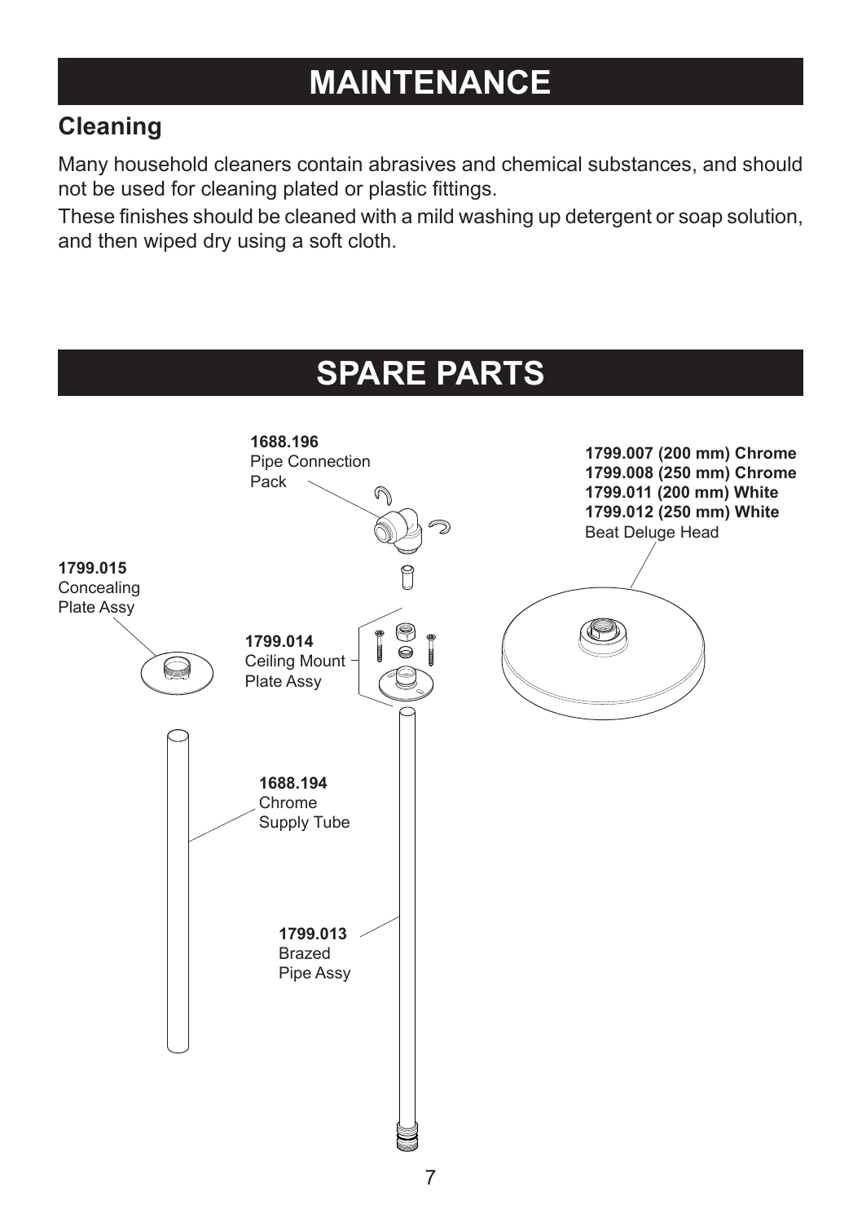# MAINTENANCE

## Cleaning

Many household cleaners contain abrasives and chemical substances, and should not be used for cleaning plated or plastic fittings.

These finishes should be cleaned with a mild washing up detergent or soap solution, and then wiped dry using a soft cloth.

# SPARE PARTS

**1688.196**
Pipe Connection Pack

**1799.007 (200 mm) Chrome**
**1799.008 (250 mm) Chrome**
**1799.011 (200 mm) White**
**1799.012 (250 mm) White**
Beat Deluge Head

**1799.015**
Concealing Plate Assy

**1799.014**
Ceiling Mount Plate Assy

**1688.194**
Chrome Supply Tube

**1799.013**
Brazed Pipe Assy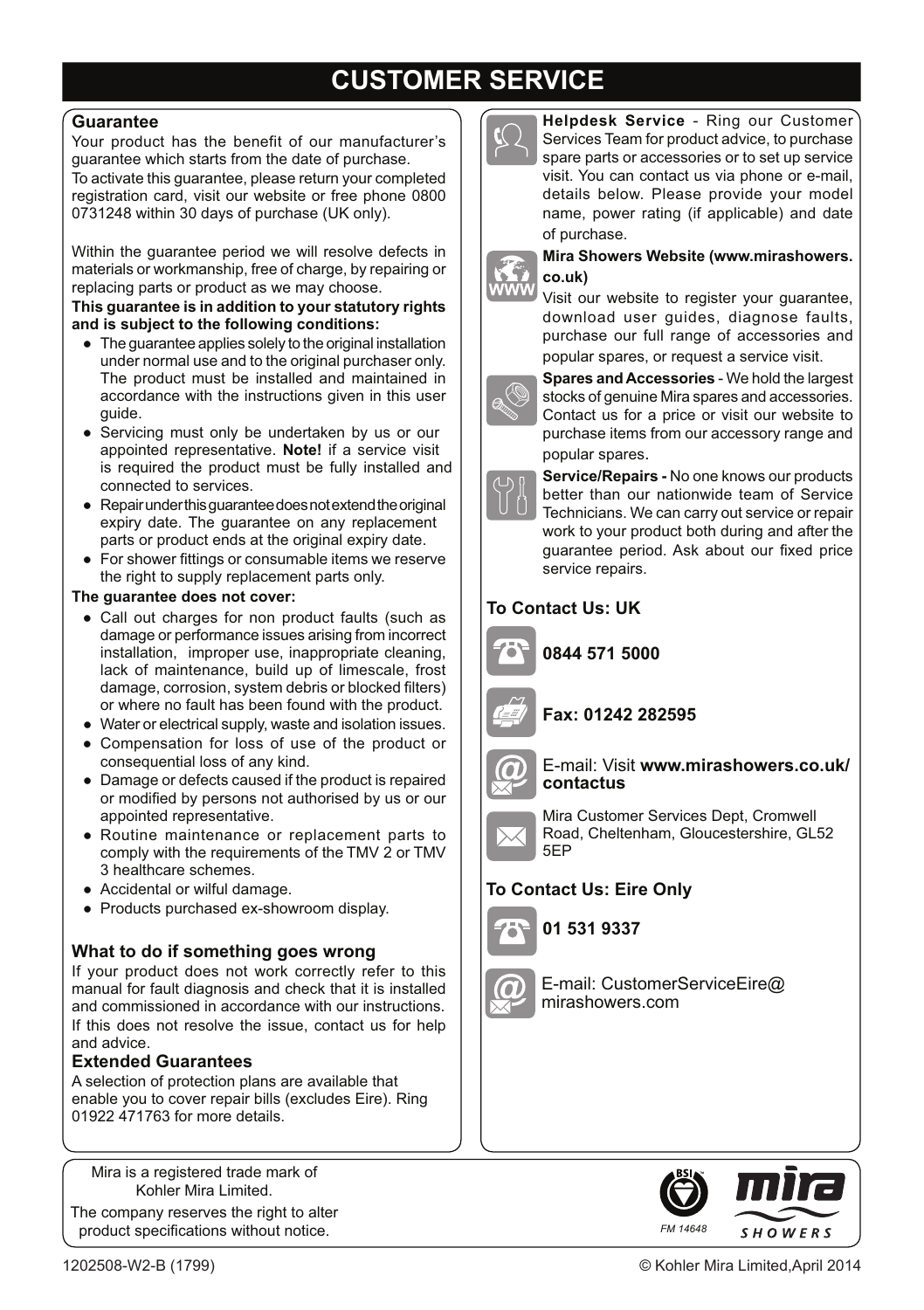# CUSTOMER SERVICE

## Guarantee

Your product has the benefit of our manufacturer's guarantee which starts from the date of purchase.

To activate this guarantee, please return your completed registration card, visit our website or free phone 0800 0731248 within 30 days of purchase (UK only).

Within the guarantee period we will resolve defects in materials or workmanship, free of charge, by repairing or replacing parts or product as we may choose.

**This guarantee is in addition to your statutory rights and is subject to the following conditions:**

- The guarantee applies solely to the original installation under normal use and to the original purchaser only. The product must be installed and maintained in accordance with the instructions given in this user guide.
- Servicing must only be undertaken by us or our appointed representative. **Note!** if a service visit is required the product must be fully installed and connected to services.
- Repair under this guarantee does not extend the original expiry date. The guarantee on any replacement parts or product ends at the original expiry date.
- For shower fittings or consumable items we reserve the right to supply replacement parts only.

**The guarantee does not cover:**

- Call out charges for non product faults (such as damage or performance issues arising from incorrect installation, improper use, inappropriate cleaning, lack of maintenance, build up of limescale, frost damage, corrosion, system debris or blocked filters) or where no fault has been found with the product.
- Water or electrical supply, waste and isolation issues.
- Compensation for loss of use of the product or consequential loss of any kind.
- Damage or defects caused if the product is repaired or modified by persons not authorised by us or our appointed representative.
- Routine maintenance or replacement parts to comply with the requirements of the TMV 2 or TMV 3 healthcare schemes.
- Accidental or wilful damage.
- Products purchased ex-showroom display.

### What to do if something goes wrong

If your product does not work correctly refer to this manual for fault diagnosis and check that it is installed and commissioned in accordance with our instructions.

If this does not resolve the issue, contact us for help and advice.

### Extended Guarantees

A selection of protection plans are available that enable you to cover repair bills (excludes Eire). Ring 01922 471763 for more details.

**Helpdesk Service** - Ring our Customer Services Team for product advice, to purchase spare parts or accessories or to set up service visit. You can contact us via phone or e-mail, details below. Please provide your model name, power rating (if applicable) and date of purchase.

**Mira Showers Website (www.mirashowers.co.uk)**
Visit our website to register your guarantee, download user guides, diagnose faults, purchase our full range of accessories and popular spares, or request a service visit.

**Spares and Accessories** - We hold the largest stocks of genuine Mira spares and accessories. Contact us for a price or visit our website to purchase items from our accessory range and popular spares.

**Service/Repairs -** No one knows our products better than our nationwide team of Service Technicians. We can carry out service or repair work to your product both during and after the guarantee period. Ask about our fixed price service repairs.

### To Contact Us: UK

**0844 571 5000**

**Fax: 01242 282595**

E-mail: Visit **www.mirashowers.co.uk/contactus**

Mira Customer Services Dept, Cromwell Road, Cheltenham, Gloucestershire, GL52 5EP

### To Contact Us: Eire Only

**01 531 9337**

E-mail: CustomerServiceEire@mirashowers.com

Mira is a registered trade mark of Kohler Mira Limited.

The company reserves the right to alter product specifications without notice.

FM 14648

mira SHOWERS

1202508-W2-B (1799)

© Kohler Mira Limited,April 2014